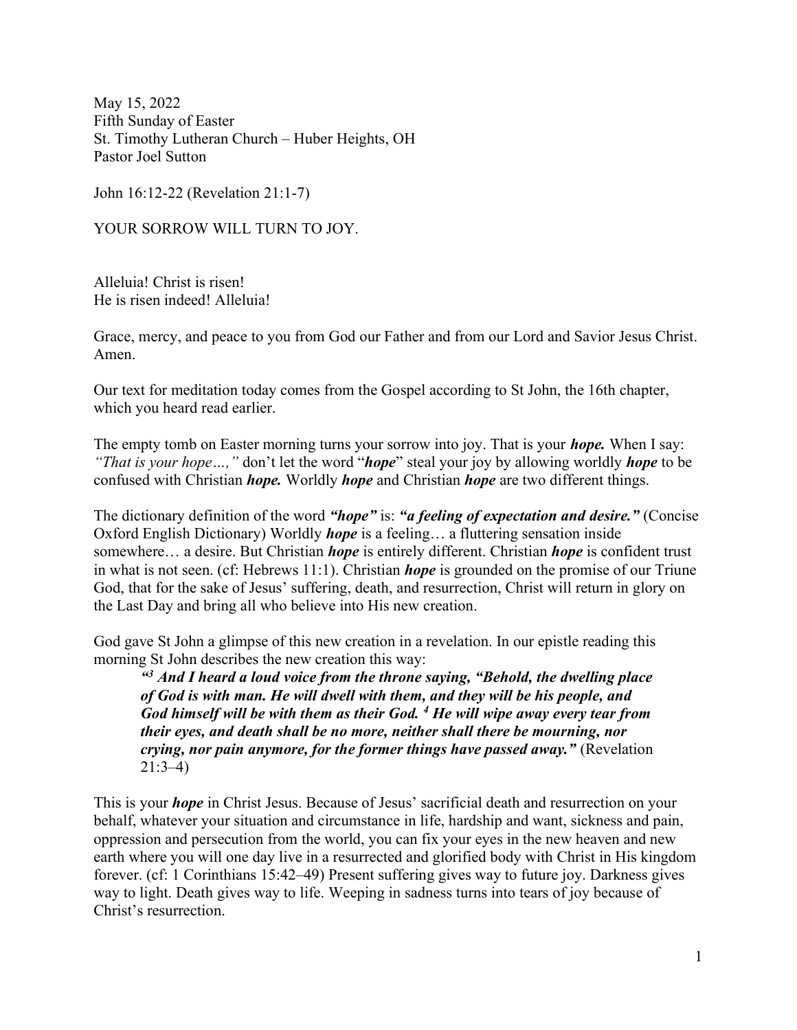May 15, 2022
Fifth Sunday of Easter
St. Timothy Lutheran Church – Huber Heights, OH
Pastor Joel Sutton

John 16:12-22 (Revelation 21:1-7)

YOUR SORROW WILL TURN TO JOY.

Alleluia! Christ is risen!
He is risen indeed! Alleluia!

Grace, mercy, and peace to you from God our Father and from our Lord and Savior Jesus Christ. Amen.

Our text for meditation today comes from the Gospel according to St John, the 16th chapter, which you heard read earlier.

The empty tomb on Easter morning turns your sorrow into joy. That is your ***hope.*** When I say: *"That is your hope…,"* don't let the word "***hope***" steal your joy by allowing worldly ***hope*** to be confused with Christian ***hope.*** Worldly ***hope*** and Christian ***hope*** are two different things.

The dictionary definition of the word ***"hope"*** is: ***"a feeling of expectation and desire."*** (Concise Oxford English Dictionary) Worldly ***hope*** is a feeling… a fluttering sensation inside somewhere… a desire. But Christian ***hope*** is entirely different. Christian ***hope*** is confident trust in what is not seen. (cf: Hebrews 11:1). Christian ***hope*** is grounded on the promise of our Triune God, that for the sake of Jesus' suffering, death, and resurrection, Christ will return in glory on the Last Day and bring all who believe into His new creation.

God gave St John a glimpse of this new creation in a revelation. In our epistle reading this morning St John describes the new creation this way:

> ***"[3] And I heard a loud voice from the throne saying, "Behold, the dwelling place of God is with man. He will dwell with them, and they will be his people, and God himself will be with them as their God. [4] He will wipe away every tear from their eyes, and death shall be no more, neither shall there be mourning, nor crying, nor pain anymore, for the former things have passed away."*** (Revelation 21:3–4)

This is your ***hope*** in Christ Jesus. Because of Jesus' sacrificial death and resurrection on your behalf, whatever your situation and circumstance in life, hardship and want, sickness and pain, oppression and persecution from the world, you can fix your eyes in the new heaven and new earth where you will one day live in a resurrected and glorified body with Christ in His kingdom forever. (cf: 1 Corinthians 15:42–49) Present suffering gives way to future joy. Darkness gives way to light. Death gives way to life. Weeping in sadness turns into tears of joy because of Christ's resurrection.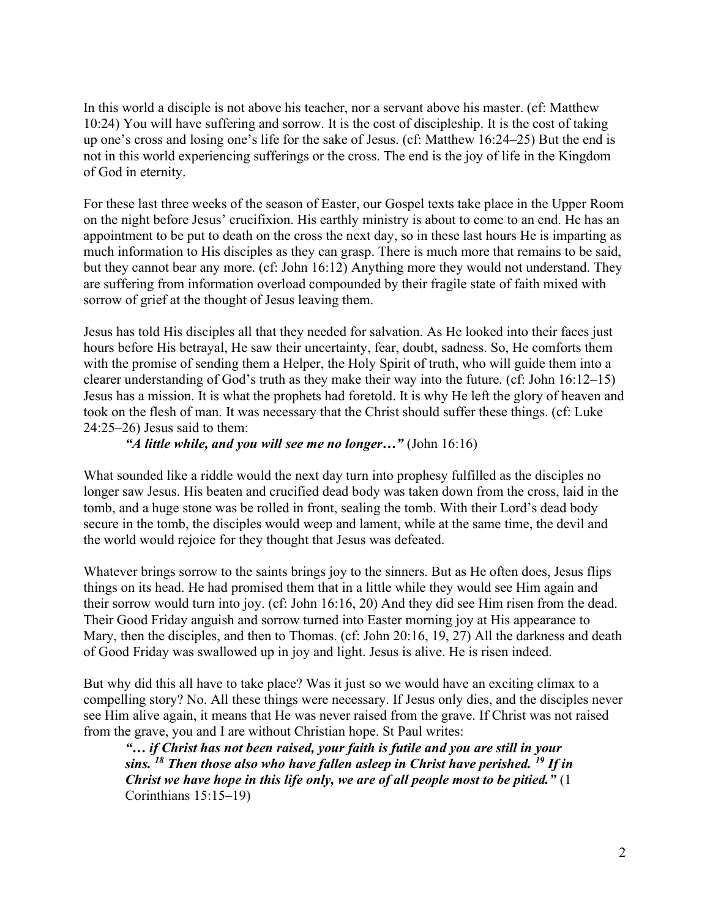In this world a disciple is not above his teacher, nor a servant above his master. (cf: Matthew 10:24) You will have suffering and sorrow. It is the cost of discipleship. It is the cost of taking up one's cross and losing one's life for the sake of Jesus. (cf: Matthew 16:24–25) But the end is not in this world experiencing sufferings or the cross. The end is the joy of life in the Kingdom of God in eternity.

For these last three weeks of the season of Easter, our Gospel texts take place in the Upper Room on the night before Jesus' crucifixion. His earthly ministry is about to come to an end. He has an appointment to be put to death on the cross the next day, so in these last hours He is imparting as much information to His disciples as they can grasp. There is much more that remains to be said, but they cannot bear any more. (cf: John 16:12) Anything more they would not understand. They are suffering from information overload compounded by their fragile state of faith mixed with sorrow of grief at the thought of Jesus leaving them.

Jesus has told His disciples all that they needed for salvation. As He looked into their faces just hours before His betrayal, He saw their uncertainty, fear, doubt, sadness. So, He comforts them with the promise of sending them a Helper, the Holy Spirit of truth, who will guide them into a clearer understanding of God's truth as they make their way into the future. (cf: John 16:12–15) Jesus has a mission. It is what the prophets had foretold. It is why He left the glory of heaven and took on the flesh of man. It was necessary that the Christ should suffer these things. (cf: Luke 24:25–26) Jesus said to them:

> ***"A little while, and you will see me no longer…"*** (John 16:16)

What sounded like a riddle would the next day turn into prophesy fulfilled as the disciples no longer saw Jesus. His beaten and crucified dead body was taken down from the cross, laid in the tomb, and a huge stone was be rolled in front, sealing the tomb. With their Lord's dead body secure in the tomb, the disciples would weep and lament, while at the same time, the devil and the world would rejoice for they thought that Jesus was defeated.

Whatever brings sorrow to the saints brings joy to the sinners. But as He often does, Jesus flips things on its head. He had promised them that in a little while they would see Him again and their sorrow would turn into joy. (cf: John 16:16, 20) And they did see Him risen from the dead. Their Good Friday anguish and sorrow turned into Easter morning joy at His appearance to Mary, then the disciples, and then to Thomas. (cf: John 20:16, 19, 27) All the darkness and death of Good Friday was swallowed up in joy and light. Jesus is alive. He is risen indeed.

But why did this all have to take place? Was it just so we would have an exciting climax to a compelling story? No. All these things were necessary. If Jesus only dies, and the disciples never see Him alive again, it means that He was never raised from the grave. If Christ was not raised from the grave, you and I are without Christian hope. St Paul writes:

> ***"… if Christ has not been raised, your faith is futile and you are still in your sins. [18] Then those also who have fallen asleep in Christ have perished. [19] If in Christ we have hope in this life only, we are of all people most to be pitied."*** (1 Corinthians 15:15–19)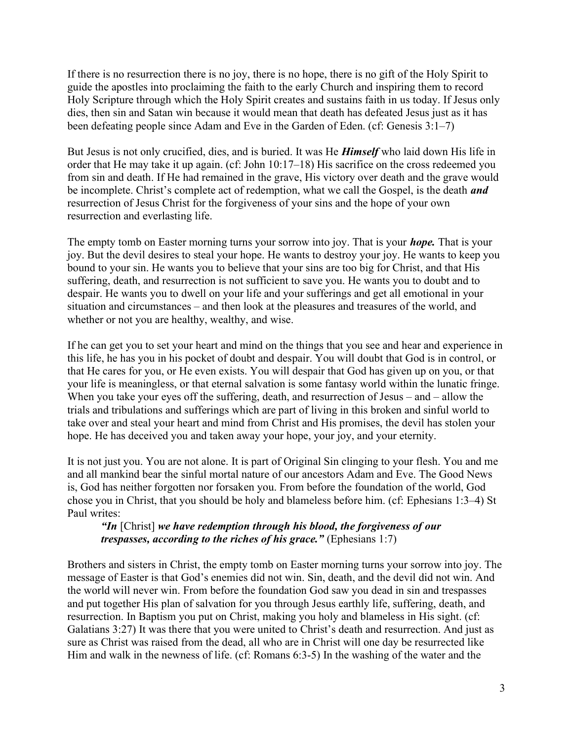If there is no resurrection there is no joy, there is no hope, there is no gift of the Holy Spirit to guide the apostles into proclaiming the faith to the early Church and inspiring them to record Holy Scripture through which the Holy Spirit creates and sustains faith in us today. If Jesus only dies, then sin and Satan win because it would mean that death has defeated Jesus just as it has been defeating people since Adam and Eve in the Garden of Eden. (cf: Genesis 3:1–7)

But Jesus is not only crucified, dies, and is buried. It was He ***Himself*** who laid down His life in order that He may take it up again. (cf: John 10:17–18) His sacrifice on the cross redeemed you from sin and death. If He had remained in the grave, His victory over death and the grave would be incomplete. Christ's complete act of redemption, what we call the Gospel, is the death ***and*** resurrection of Jesus Christ for the forgiveness of your sins and the hope of your own resurrection and everlasting life.

The empty tomb on Easter morning turns your sorrow into joy. That is your ***hope.*** That is your joy. But the devil desires to steal your hope. He wants to destroy your joy. He wants to keep you bound to your sin. He wants you to believe that your sins are too big for Christ, and that His suffering, death, and resurrection is not sufficient to save you. He wants you to doubt and to despair. He wants you to dwell on your life and your sufferings and get all emotional in your situation and circumstances – and then look at the pleasures and treasures of the world, and whether or not you are healthy, wealthy, and wise.

If he can get you to set your heart and mind on the things that you see and hear and experience in this life, he has you in his pocket of doubt and despair. You will doubt that God is in control, or that He cares for you, or He even exists. You will despair that God has given up on you, or that your life is meaningless, or that eternal salvation is some fantasy world within the lunatic fringe. When you take your eyes off the suffering, death, and resurrection of Jesus – and – allow the trials and tribulations and sufferings which are part of living in this broken and sinful world to take over and steal your heart and mind from Christ and His promises, the devil has stolen your hope. He has deceived you and taken away your hope, your joy, and your eternity.

It is not just you. You are not alone. It is part of Original Sin clinging to your flesh. You and me and all mankind bear the sinful mortal nature of our ancestors Adam and Eve. The Good News is, God has neither forgotten nor forsaken you. From before the foundation of the world, God chose you in Christ, that you should be holy and blameless before him. (cf: Ephesians 1:3–4) St Paul writes:

> ***"In*** [Christ] ***we have redemption through his blood, the forgiveness of our trespasses, according to the riches of his grace."*** (Ephesians 1:7)

Brothers and sisters in Christ, the empty tomb on Easter morning turns your sorrow into joy. The message of Easter is that God's enemies did not win. Sin, death, and the devil did not win. And the world will never win. From before the foundation God saw you dead in sin and trespasses and put together His plan of salvation for you through Jesus earthly life, suffering, death, and resurrection. In Baptism you put on Christ, making you holy and blameless in His sight. (cf: Galatians 3:27) It was there that you were united to Christ's death and resurrection. And just as sure as Christ was raised from the dead, all who are in Christ will one day be resurrected like Him and walk in the newness of life. (cf: Romans 6:3-5) In the washing of the water and the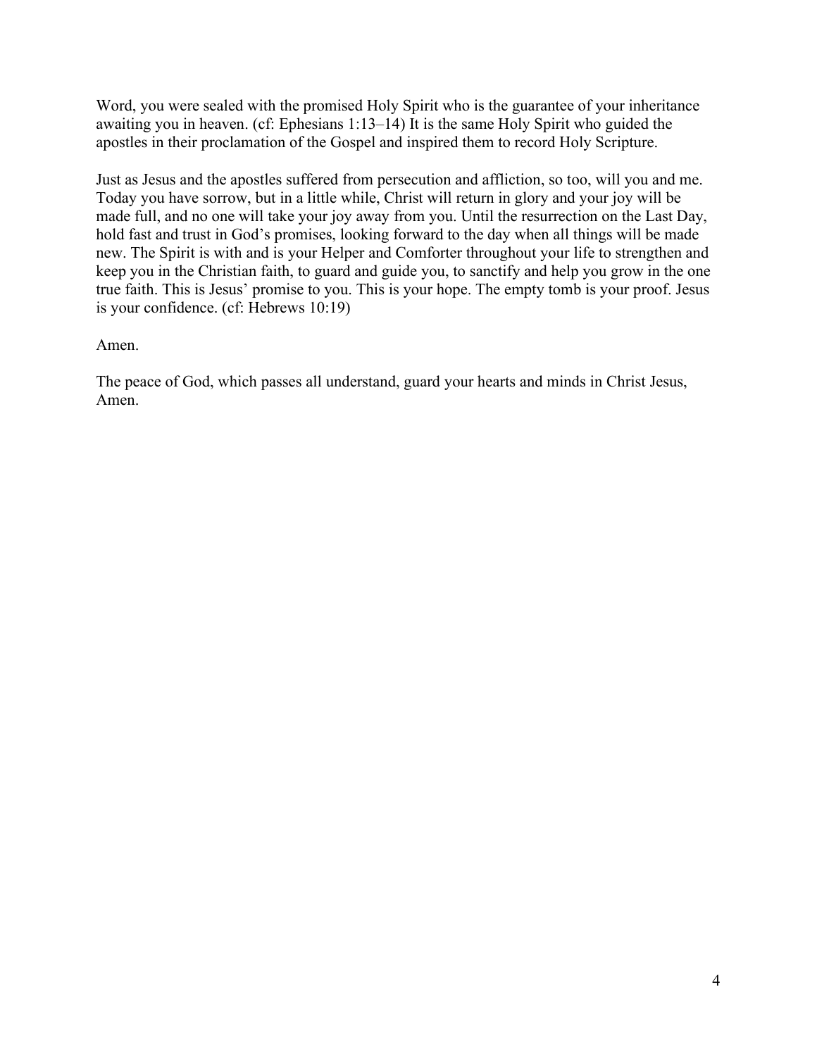Word, you were sealed with the promised Holy Spirit who is the guarantee of your inheritance awaiting you in heaven. (cf: Ephesians 1:13–14) It is the same Holy Spirit who guided the apostles in their proclamation of the Gospel and inspired them to record Holy Scripture.

Just as Jesus and the apostles suffered from persecution and affliction, so too, will you and me. Today you have sorrow, but in a little while, Christ will return in glory and your joy will be made full, and no one will take your joy away from you. Until the resurrection on the Last Day, hold fast and trust in God's promises, looking forward to the day when all things will be made new. The Spirit is with and is your Helper and Comforter throughout your life to strengthen and keep you in the Christian faith, to guard and guide you, to sanctify and help you grow in the one true faith. This is Jesus' promise to you. This is your hope. The empty tomb is your proof. Jesus is your confidence. (cf: Hebrews 10:19)

Amen.

The peace of God, which passes all understand, guard your hearts and minds in Christ Jesus, Amen.